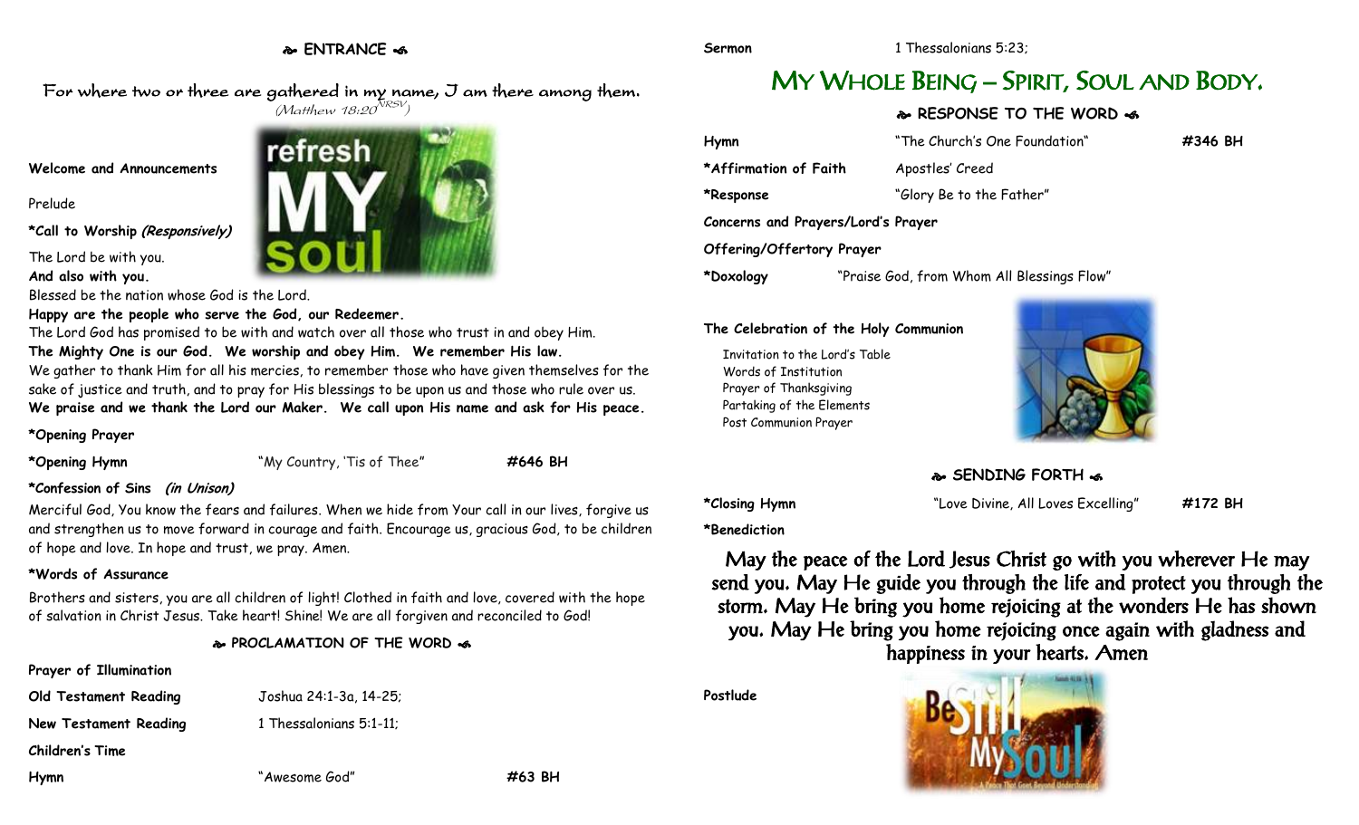## ENTRANCE

For where two or three are gathered in my name, I am there among them.
(Matthew 18:20 NRSV)

**Welcome and Announcements**

Prelude

***Call to Worship** *(Responsively)***

The Lord be with you.
**And also with you.**
Blessed be the nation whose God is the Lord.
**Happy are the people who serve the God, our Redeemer.**
The Lord God has promised to be with and watch over all those who trust in and obey Him.
**The Mighty One is our God. We worship and obey Him. We remember His law.**
We gather to thank Him for all his mercies, to remember those who have given themselves for the sake of justice and truth, and to pray for His blessings to be upon us and those who rule over us.
**We praise and we thank the Lord our Maker. We call upon His name and ask for His peace.**

***Opening Prayer**

***Opening Hymn** "My Country, 'Tis of Thee" **#646 BH**

***Confession of Sins** *(in Unison)*

Merciful God, You know the fears and failures. When we hide from Your call in our lives, forgive us and strengthen us to move forward in courage and faith. Encourage us, gracious God, to be children of hope and love. In hope and trust, we pray. Amen.

***Words of Assurance**

Brothers and sisters, you are all children of light! Clothed in faith and love, covered with the hope of salvation in Christ Jesus. Take heart! Shine! We are all forgiven and reconciled to God!

## PROCLAMATION OF THE WORD

**Prayer of Illumination**

**Old Testament Reading** Joshua 24:1-3a, 14-25;

**New Testament Reading** 1 Thessalonians 5:1-11;

**Children's Time**

**Hymn** "Awesome God" **#63 BH**

**Sermon** 1 Thessalonians 5:23;

# MY WHOLE BEING – SPIRIT, SOUL AND BODY.

## RESPONSE TO THE WORD

**Hymn** "The Church's One Foundation" **#346 BH**

***Affirmation of Faith** Apostles' Creed

***Response** "Glory Be to the Father"

**Concerns and Prayers/Lord's Prayer**

**Offering/Offertory Prayer**

***Doxology** "Praise God, from Whom All Blessings Flow"

**The Celebration of the Holy Communion**

Invitation to the Lord's Table
Words of Institution
Prayer of Thanksgiving
Partaking of the Elements
Post Communion Prayer

## SENDING FORTH

***Closing Hymn** "Love Divine, All Loves Excelling" **#172 BH**

***Benediction**

May the peace of the Lord Jesus Christ go with you wherever He may send you. May He guide you through the life and protect you through the storm. May He bring you home rejoicing at the wonders He has shown you. May He bring you home rejoicing once again with gladness and happiness in your hearts. Amen

**Postlude**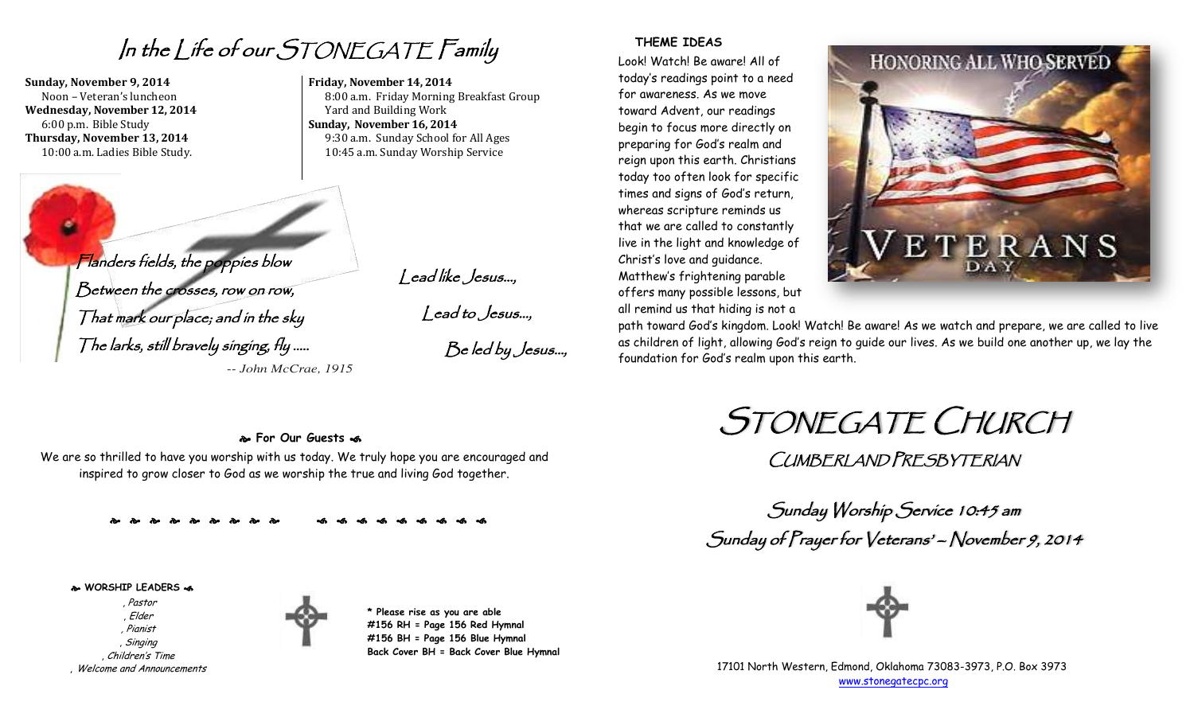# In the Life of our STONEGATE Family

**Sunday, November 9, 2014**
Noon – Veteran's luncheon
**Wednesday, November 12, 2014**
6:00 p.m. Bible Study
**Thursday, November 13, 2014**
10:00 a.m. Ladies Bible Study.

**Friday, November 14, 2014**
8:00 a.m. Friday Morning Breakfast Group
Yard and Building Work
**Sunday, November 16, 2014**
9:30 a.m. Sunday School for All Ages
10:45 a.m. Sunday Worship Service

*Flanders fields, the poppies blow*
*Between the crosses, row on row,*
*That mark our place; and in the sky*
*The larks, still bravely singing, fly .....*

*-- John McCrae, 1915*

*Lead like Jesus...,*
*Lead to Jesus...,*
*Be led by Jesus...,*

**For Our Guests**

We are so thrilled to have you worship with us today. We truly hope you are encouraged and inspired to grow closer to God as we worship the true and living God together.

**WORSHIP LEADERS**

, *Pastor*
, *Elder*
, *Pianist*
, *Singing*
, *Children's Time*
, *Welcome and Announcements*

**\* Please rise as you are able**
**#156 RH = Page 156 Red Hymnal**
**#156 BH = Page 156 Blue Hymnal**
**Back Cover BH = Back Cover Blue Hymnal**

**THEME IDEAS**

Look! Watch! Be aware! All of today's readings point to a need for awareness. As we move toward Advent, our readings begin to focus more directly on preparing for God's realm and reign upon this earth. Christians today too often look for specific times and signs of God's return, whereas scripture reminds us that we are called to constantly live in the light and knowledge of Christ's love and guidance. Matthew's frightening parable offers many possible lessons, but all remind us that hiding is not a path toward God's kingdom. Look! Watch! Be aware! As we watch and prepare, we are called to live as children of light, allowing God's reign to guide our lives. As we build one another up, we lay the foundation for God's realm upon this earth.

HONORING ALL WHO SERVED
VETERANS DAY

# STONEGATE CHURCH

## CUMBERLAND PRESBYTERIAN

### Sunday Worship Service 10:45 am
### Sunday of Prayer for Veterans' – November 9, 2014

17101 North Western, Edmond, Oklahoma 73083-3973, P.O. Box 3973
www.stonegatecpc.org